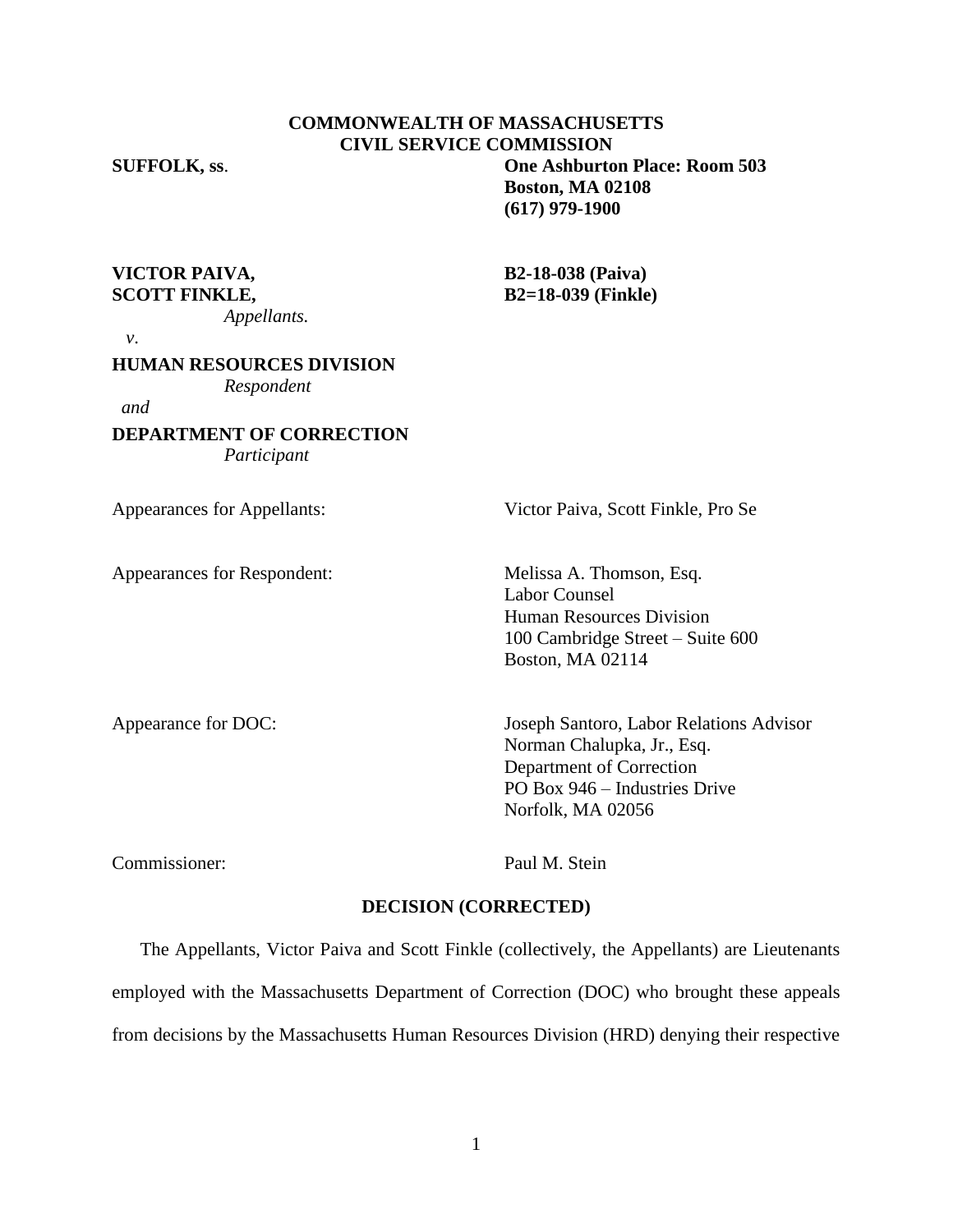**COMMONWEALTH OF MASSACHUSETTS**
**CIVIL SERVICE COMMISSION**

**SUFFOLK, ss.**

**One Ashburton Place: Room 503**
**Boston, MA 02108**
**(617) 979-1900**

**VICTOR PAIVA,** **B2-18-038 (Paiva)**
**SCOTT FINKLE,** **B2=18-039 (Finkle)**
*Appellants.*

*v*.

**HUMAN RESOURCES DIVISION**
*Respondent*

*and*

**DEPARTMENT OF CORRECTION**
*Participant*

Appearances for Appellants: Victor Paiva, Scott Finkle, Pro Se

Appearances for Respondent: Melissa A. Thomson, Esq.
Labor Counsel
Human Resources Division
100 Cambridge Street – Suite 600
Boston, MA 02114

Appearance for DOC: Joseph Santoro, Labor Relations Advisor
Norman Chalupka, Jr., Esq.
Department of Correction
PO Box 946 – Industries Drive
Norfolk, MA 02056

Commissioner: Paul M. Stein

**DECISION (CORRECTED)**

The Appellants, Victor Paiva and Scott Finkle (collectively, the Appellants) are Lieutenants employed with the Massachusetts Department of Correction (DOC) who brought these appeals from decisions by the Massachusetts Human Resources Division (HRD) denying their respective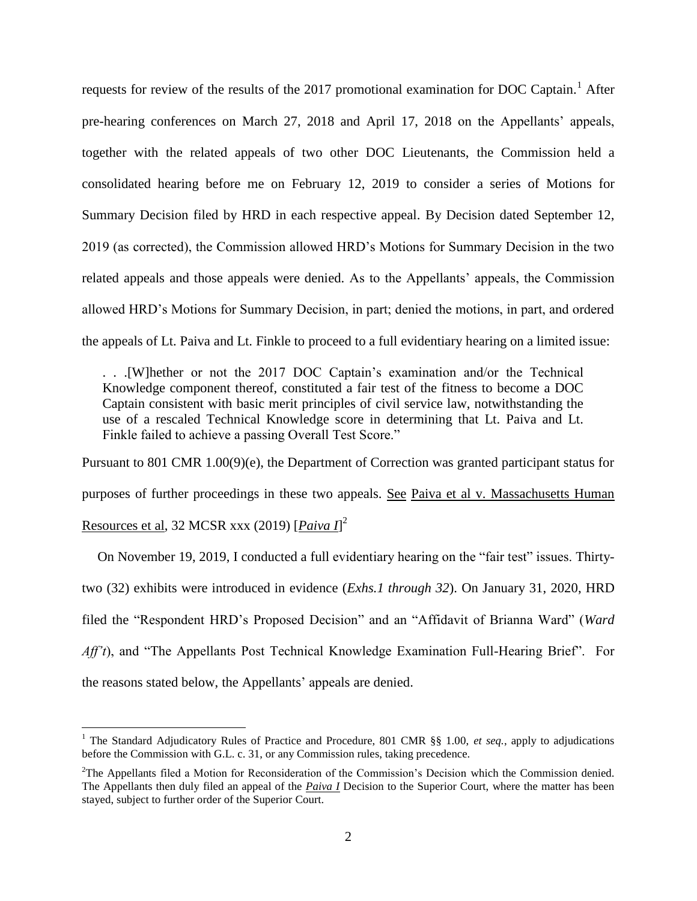requests for review of the results of the 2017 promotional examination for DOC Captain.[1] After pre-hearing conferences on March 27, 2018 and April 17, 2018 on the Appellants' appeals, together with the related appeals of two other DOC Lieutenants, the Commission held a consolidated hearing before me on February 12, 2019 to consider a series of Motions for Summary Decision filed by HRD in each respective appeal. By Decision dated September 12, 2019 (as corrected), the Commission allowed HRD's Motions for Summary Decision in the two related appeals and those appeals were denied. As to the Appellants' appeals, the Commission allowed HRD's Motions for Summary Decision, in part; denied the motions, in part, and ordered the appeals of Lt. Paiva and Lt. Finkle to proceed to a full evidentiary hearing on a limited issue:

> . . .[W]hether or not the 2017 DOC Captain's examination and/or the Technical Knowledge component thereof, constituted a fair test of the fitness to become a DOC Captain consistent with basic merit principles of civil service law, notwithstanding the use of a rescaled Technical Knowledge score in determining that Lt. Paiva and Lt. Finkle failed to achieve a passing Overall Test Score."

Pursuant to 801 CMR 1.00(9)(e), the Department of Correction was granted participant status for purposes of further proceedings in these two appeals. See Paiva et al v. Massachusetts Human Resources et al, 32 MCSR xxx (2019) [***Paiva I***][2]

On November 19, 2019, I conducted a full evidentiary hearing on the "fair test" issues. Thirty-two (32) exhibits were introduced in evidence (*Exhs.1 through 32*). On January 31, 2020, HRD filed the "Respondent HRD's Proposed Decision" and an "Affidavit of Brianna Ward" (*Ward Aff't*), and "The Appellants Post Technical Knowledge Examination Full-Hearing Brief". For the reasons stated below, the Appellants' appeals are denied.

---

[1] The Standard Adjudicatory Rules of Practice and Procedure, 801 CMR §§ 1.00, *et seq.*, apply to adjudications before the Commission with G.L. c. 31, or any Commission rules, taking precedence.

[2] The Appellants filed a Motion for Reconsideration of the Commission's Decision which the Commission denied. The Appellants then duly filed an appeal of the ***Paiva I*** Decision to the Superior Court, where the matter has been stayed, subject to further order of the Superior Court.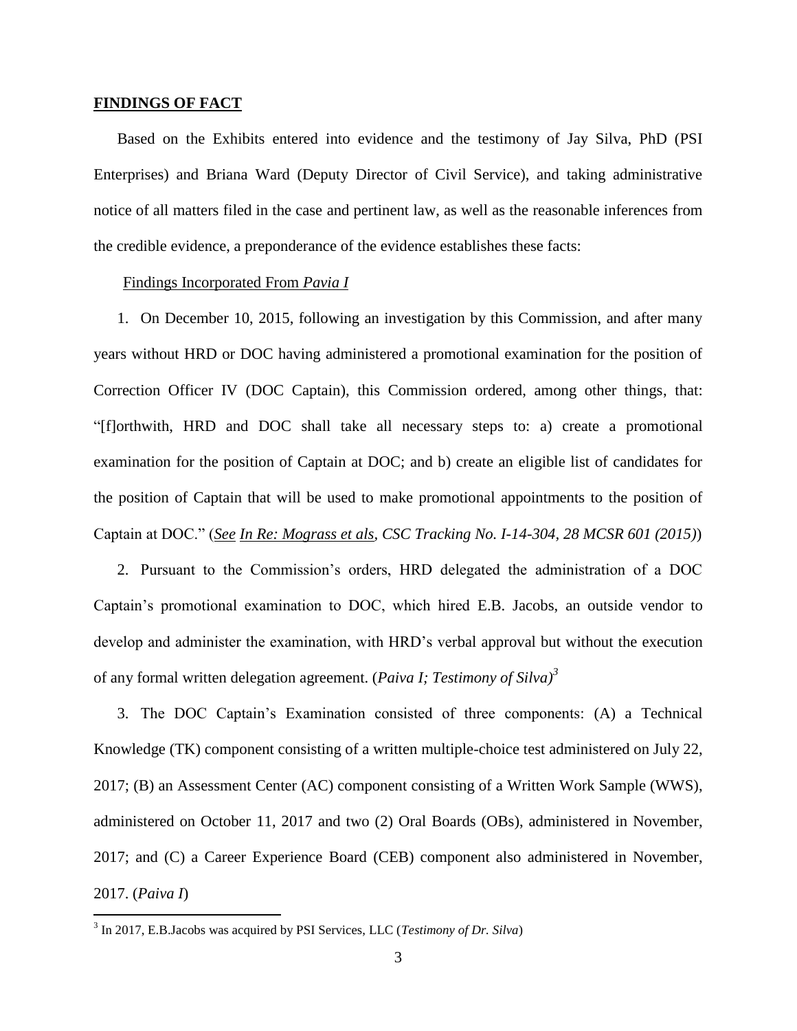## FINDINGS OF FACT

Based on the Exhibits entered into evidence and the testimony of Jay Silva, PhD (PSI Enterprises) and Briana Ward (Deputy Director of Civil Service), and taking administrative notice of all matters filed in the case and pertinent law, as well as the reasonable inferences from the credible evidence, a preponderance of the evidence establishes these facts:

Findings Incorporated From *Pavia I*

1. On December 10, 2015, following an investigation by this Commission, and after many years without HRD or DOC having administered a promotional examination for the position of Correction Officer IV (DOC Captain), this Commission ordered, among other things, that: "[f]orthwith, HRD and DOC shall take all necessary steps to: a) create a promotional examination for the position of Captain at DOC; and b) create an eligible list of candidates for the position of Captain that will be used to make promotional appointments to the position of Captain at DOC." (*See In Re: Mograss et als, CSC Tracking No. I-14-304, 28 MCSR 601 (2015)*)

2. Pursuant to the Commission's orders, HRD delegated the administration of a DOC Captain's promotional examination to DOC, which hired E.B. Jacobs, an outside vendor to develop and administer the examination, with HRD's verbal approval but without the execution of any formal written delegation agreement. (*Paiva I; Testimony of Silva)*[3]

3. The DOC Captain's Examination consisted of three components: (A) a Technical Knowledge (TK) component consisting of a written multiple-choice test administered on July 22, 2017; (B) an Assessment Center (AC) component consisting of a Written Work Sample (WWS), administered on October 11, 2017 and two (2) Oral Boards (OBs), administered in November, 2017; and (C) a Career Experience Board (CEB) component also administered in November, 2017. (*Paiva I*)

[3] In 2017, E.B.Jacobs was acquired by PSI Services, LLC (*Testimony of Dr. Silva*)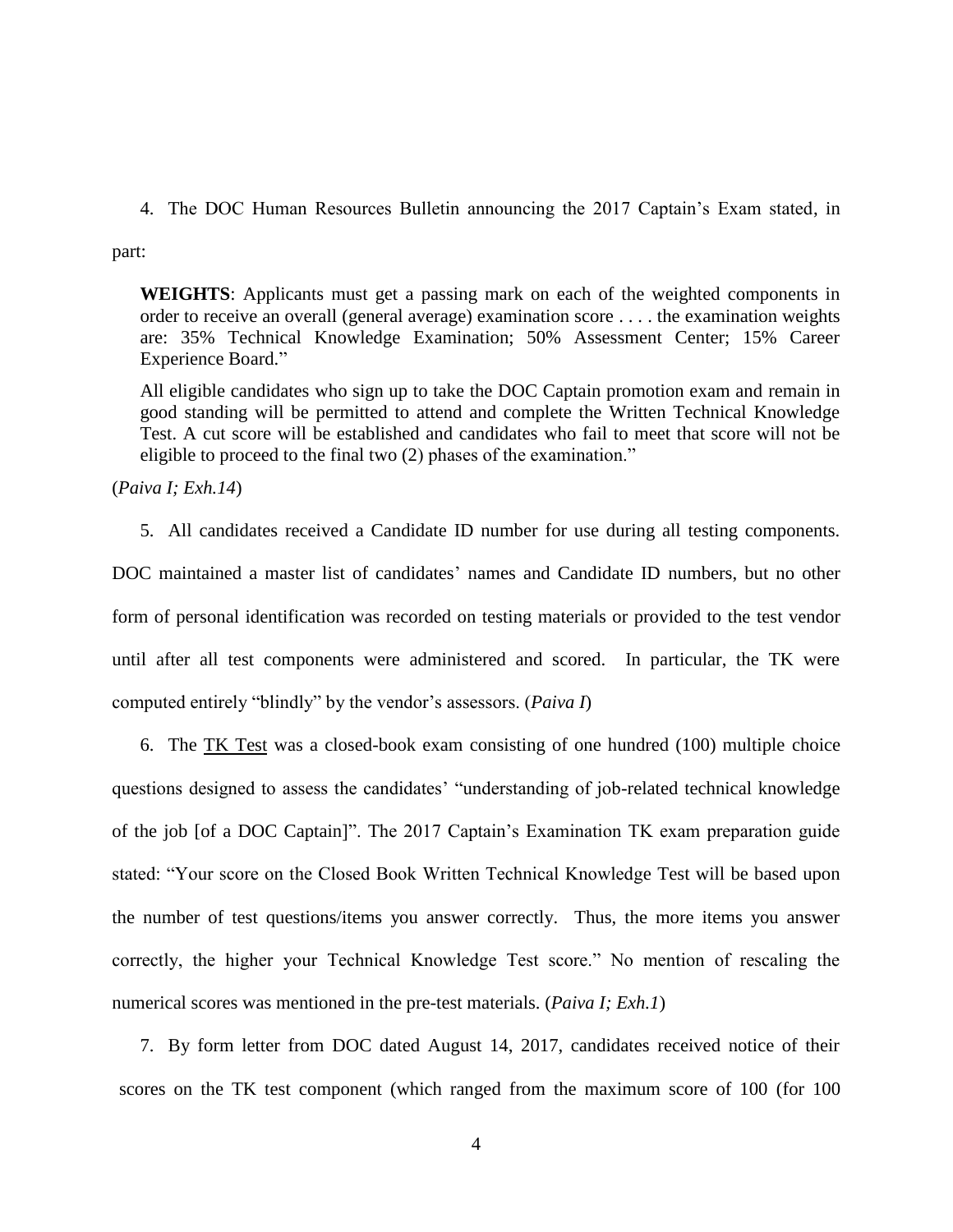4. The DOC Human Resources Bulletin announcing the 2017 Captain's Exam stated, in part:

> **WEIGHTS**: Applicants must get a passing mark on each of the weighted components in order to receive an overall (general average) examination score . . . . the examination weights are: 35% Technical Knowledge Examination; 50% Assessment Center; 15% Career Experience Board."
>
> All eligible candidates who sign up to take the DOC Captain promotion exam and remain in good standing will be permitted to attend and complete the Written Technical Knowledge Test. A cut score will be established and candidates who fail to meet that score will not be eligible to proceed to the final two (2) phases of the examination."

(*Paiva I; Exh.14*)

5. All candidates received a Candidate ID number for use during all testing components. DOC maintained a master list of candidates' names and Candidate ID numbers, but no other form of personal identification was recorded on testing materials or provided to the test vendor until after all test components were administered and scored. In particular, the TK were computed entirely "blindly" by the vendor's assessors. (*Paiva I*)

6. The <u>TK Test</u> was a closed-book exam consisting of one hundred (100) multiple choice questions designed to assess the candidates' "understanding of job-related technical knowledge of the job [of a DOC Captain]". The 2017 Captain's Examination TK exam preparation guide stated: "Your score on the Closed Book Written Technical Knowledge Test will be based upon the number of test questions/items you answer correctly. Thus, the more items you answer correctly, the higher your Technical Knowledge Test score." No mention of rescaling the numerical scores was mentioned in the pre-test materials. (*Paiva I; Exh.1*)

7. By form letter from DOC dated August 14, 2017, candidates received notice of their scores on the TK test component (which ranged from the maximum score of 100 (for 100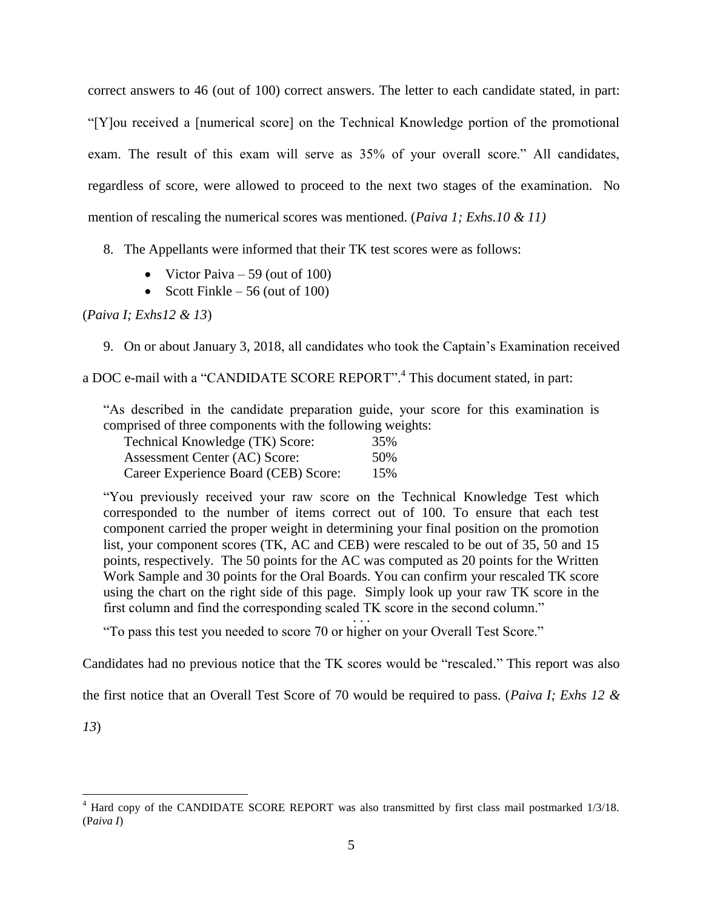correct answers to 46 (out of 100) correct answers. The letter to each candidate stated, in part: "[Y]ou received a [numerical score] on the Technical Knowledge portion of the promotional exam. The result of this exam will serve as 35% of your overall score." All candidates, regardless of score, were allowed to proceed to the next two stages of the examination. No mention of rescaling the numerical scores was mentioned. (*Paiva 1; Exhs.10 & 11)*

8. The Appellants were informed that their TK test scores were as follows:

   - Victor Paiva – 59 (out of 100)
   - Scott Finkle – 56 (out of 100)

(*Paiva I; Exhs12 & 13*)

9. On or about January 3, 2018, all candidates who took the Captain's Examination received a DOC e-mail with a "CANDIDATE SCORE REPORT".[4] This document stated, in part:

> "As described in the candidate preparation guide, your score for this examination is comprised of three components with the following weights:
>
> Technical Knowledge (TK) Score: 35%
> Assessment Center (AC) Score: 50%
> Career Experience Board (CEB) Score: 15%
>
> "You previously received your raw score on the Technical Knowledge Test which corresponded to the number of items correct out of 100. To ensure that each test component carried the proper weight in determining your final position on the promotion list, your component scores (TK, AC and CEB) were rescaled to be out of 35, 50 and 15 points, respectively. The 50 points for the AC was computed as 20 points for the Written Work Sample and 30 points for the Oral Boards. You can confirm your rescaled TK score using the chart on the right side of this page. Simply look up your raw TK score in the first column and find the corresponding scaled TK score in the second column."
>
> . . .
>
> "To pass this test you needed to score 70 or higher on your Overall Test Score."

Candidates had no previous notice that the TK scores would be "rescaled." This report was also the first notice that an Overall Test Score of 70 would be required to pass. (*Paiva I; Exhs 12 & 13*)

[4] Hard copy of the CANDIDATE SCORE REPORT was also transmitted by first class mail postmarked 1/3/18. (P*aiva I*)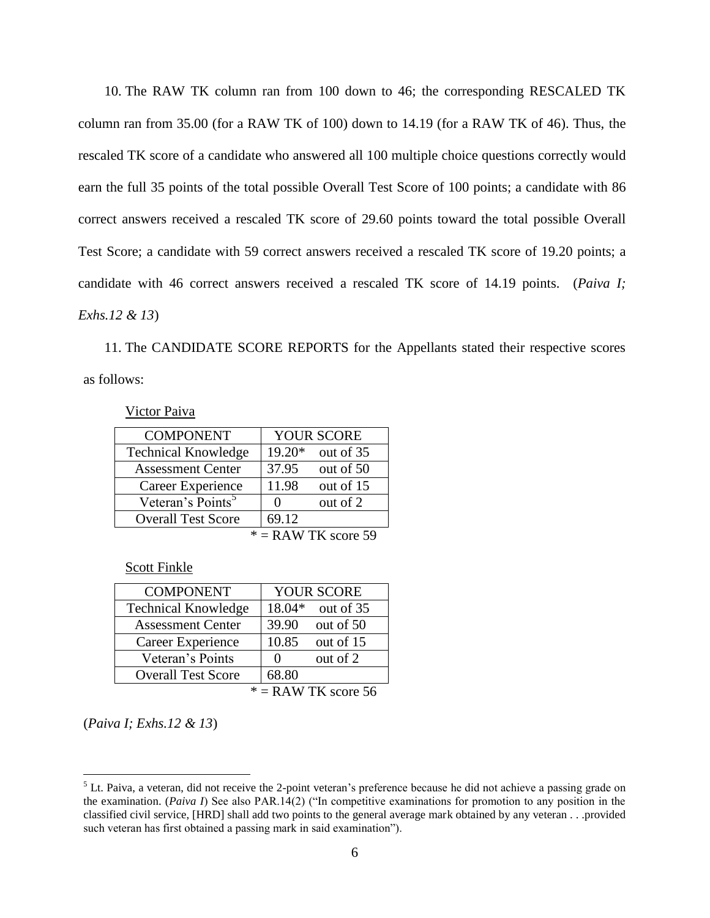10. The RAW TK column ran from 100 down to 46; the corresponding RESCALED TK column ran from 35.00 (for a RAW TK of 100) down to 14.19 (for a RAW TK of 46). Thus, the rescaled TK score of a candidate who answered all 100 multiple choice questions correctly would earn the full 35 points of the total possible Overall Test Score of 100 points; a candidate with 86 correct answers received a rescaled TK score of 29.60 points toward the total possible Overall Test Score; a candidate with 59 correct answers received a rescaled TK score of 19.20 points; a candidate with 46 correct answers received a rescaled TK score of 14.19 points. (*Paiva I; Exhs.12 & 13*)

11. The CANDIDATE SCORE REPORTS for the Appellants stated their respective scores as follows:

Victor Paiva

| COMPONENT | YOUR SCORE | |
|---|---|---|
| Technical Knowledge | 19.20* | out of 35 |
| Assessment Center | 37.95 | out of 50 |
| Career Experience | 11.98 | out of 15 |
| Veteran's Points[5] | 0 | out of 2 |
| Overall Test Score | 69.12 | |

* = RAW TK score 59

Scott Finkle

| COMPONENT | YOUR SCORE | |
|---|---|---|
| Technical Knowledge | 18.04* | out of 35 |
| Assessment Center | 39.90 | out of 50 |
| Career Experience | 10.85 | out of 15 |
| Veteran's Points | 0 | out of 2 |
| Overall Test Score | 68.80 | |

* = RAW TK score 56

(*Paiva I; Exhs.12 & 13*)

---

[5] Lt. Paiva, a veteran, did not receive the 2-point veteran's preference because he did not achieve a passing grade on the examination. (*Paiva I*) See also PAR.14(2) ("In competitive examinations for promotion to any position in the classified civil service, [HRD] shall add two points to the general average mark obtained by any veteran . . .provided such veteran has first obtained a passing mark in said examination").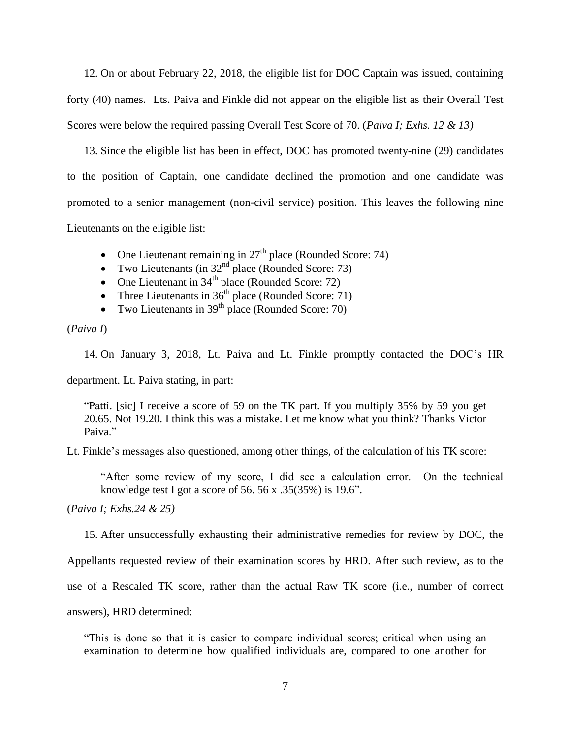12. On or about February 22, 2018, the eligible list for DOC Captain was issued, containing forty (40) names. Lts. Paiva and Finkle did not appear on the eligible list as their Overall Test Scores were below the required passing Overall Test Score of 70. (*Paiva I; Exhs. 12 & 13)*

13. Since the eligible list has been in effect, DOC has promoted twenty-nine (29) candidates to the position of Captain, one candidate declined the promotion and one candidate was promoted to a senior management (non-civil service) position. This leaves the following nine Lieutenants on the eligible list:

- One Lieutenant remaining in 27th place (Rounded Score: 74)
- Two Lieutenants (in 32nd place (Rounded Score: 73)
- One Lieutenant in 34th place (Rounded Score: 72)
- Three Lieutenants in 36th place (Rounded Score: 71)
- Two Lieutenants in 39th place (Rounded Score: 70)

(*Paiva I*)

14. On January 3, 2018, Lt. Paiva and Lt. Finkle promptly contacted the DOC's HR department. Lt. Paiva stating, in part:

> "Patti. [sic] I receive a score of 59 on the TK part. If you multiply 35% by 59 you get 20.65. Not 19.20. I think this was a mistake. Let me know what you think? Thanks Victor Paiva."

Lt. Finkle's messages also questioned, among other things, of the calculation of his TK score:

> "After some review of my score, I did see a calculation error. On the technical knowledge test I got a score of 56. 56 x .35(35%) is 19.6".

(*Paiva I; Exhs.24 & 25)*

15. After unsuccessfully exhausting their administrative remedies for review by DOC, the Appellants requested review of their examination scores by HRD. After such review, as to the use of a Rescaled TK score, rather than the actual Raw TK score (i.e., number of correct answers), HRD determined:

> "This is done so that it is easier to compare individual scores; critical when using an examination to determine how qualified individuals are, compared to one another for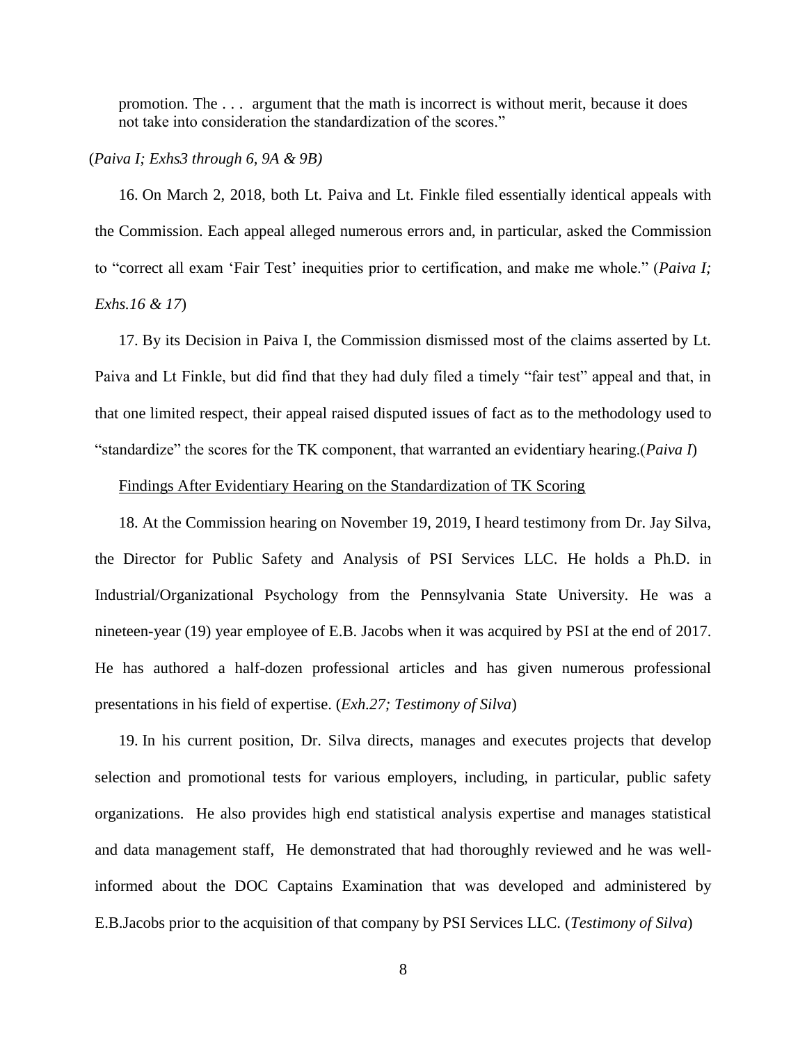promotion. The . . . argument that the math is incorrect is without merit, because it does not take into consideration the standardization of the scores."

(*Paiva I; Exhs3 through 6, 9A & 9B)*

16. On March 2, 2018, both Lt. Paiva and Lt. Finkle filed essentially identical appeals with the Commission. Each appeal alleged numerous errors and, in particular, asked the Commission to "correct all exam 'Fair Test' inequities prior to certification, and make me whole." (*Paiva I; Exhs.16 & 17*)

17. By its Decision in Paiva I, the Commission dismissed most of the claims asserted by Lt. Paiva and Lt Finkle, but did find that they had duly filed a timely "fair test" appeal and that, in that one limited respect, their appeal raised disputed issues of fact as to the methodology used to "standardize" the scores for the TK component, that warranted an evidentiary hearing.(*Paiva I*)

Findings After Evidentiary Hearing on the Standardization of TK Scoring

18. At the Commission hearing on November 19, 2019, I heard testimony from Dr. Jay Silva, the Director for Public Safety and Analysis of PSI Services LLC. He holds a Ph.D. in Industrial/Organizational Psychology from the Pennsylvania State University. He was a nineteen-year (19) year employee of E.B. Jacobs when it was acquired by PSI at the end of 2017. He has authored a half-dozen professional articles and has given numerous professional presentations in his field of expertise. (*Exh.27; Testimony of Silva*)

19. In his current position, Dr. Silva directs, manages and executes projects that develop selection and promotional tests for various employers, including, in particular, public safety organizations. He also provides high end statistical analysis expertise and manages statistical and data management staff, He demonstrated that had thoroughly reviewed and he was well-informed about the DOC Captains Examination that was developed and administered by E.B.Jacobs prior to the acquisition of that company by PSI Services LLC. (*Testimony of Silva*)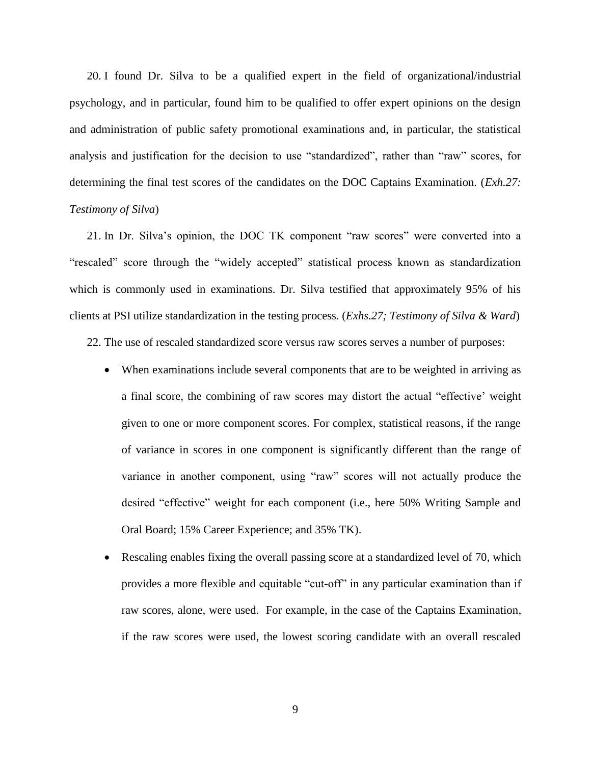20. I found Dr. Silva to be a qualified expert in the field of organizational/industrial psychology, and in particular, found him to be qualified to offer expert opinions on the design and administration of public safety promotional examinations and, in particular, the statistical analysis and justification for the decision to use "standardized", rather than "raw" scores, for determining the final test scores of the candidates on the DOC Captains Examination. (*Exh.27: Testimony of Silva*)

21. In Dr. Silva's opinion, the DOC TK component "raw scores" were converted into a "rescaled" score through the "widely accepted" statistical process known as standardization which is commonly used in examinations. Dr. Silva testified that approximately 95% of his clients at PSI utilize standardization in the testing process. (*Exhs.27; Testimony of Silva & Ward*)

22. The use of rescaled standardized score versus raw scores serves a number of purposes:

- When examinations include several components that are to be weighted in arriving as a final score, the combining of raw scores may distort the actual "effective' weight given to one or more component scores. For complex, statistical reasons, if the range of variance in scores in one component is significantly different than the range of variance in another component, using "raw" scores will not actually produce the desired "effective" weight for each component (i.e., here 50% Writing Sample and Oral Board; 15% Career Experience; and 35% TK).
- Rescaling enables fixing the overall passing score at a standardized level of 70, which provides a more flexible and equitable "cut-off" in any particular examination than if raw scores, alone, were used. For example, in the case of the Captains Examination, if the raw scores were used, the lowest scoring candidate with an overall rescaled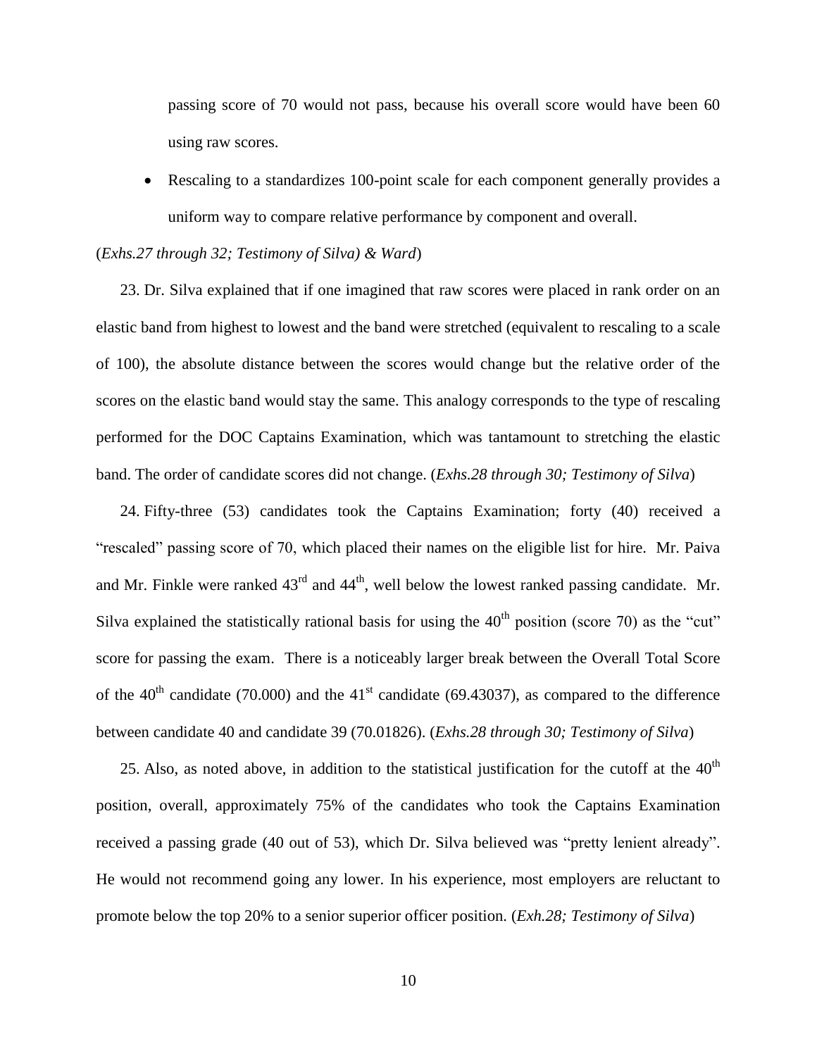passing score of 70 would not pass, because his overall score would have been 60 using raw scores.

- Rescaling to a standardizes 100-point scale for each component generally provides a uniform way to compare relative performance by component and overall.

(*Exhs.27 through 32; Testimony of Silva) & Ward*)

23. Dr. Silva explained that if one imagined that raw scores were placed in rank order on an elastic band from highest to lowest and the band were stretched (equivalent to rescaling to a scale of 100), the absolute distance between the scores would change but the relative order of the scores on the elastic band would stay the same. This analogy corresponds to the type of rescaling performed for the DOC Captains Examination, which was tantamount to stretching the elastic band. The order of candidate scores did not change. (*Exhs.28 through 30; Testimony of Silva*)

24. Fifty-three (53) candidates took the Captains Examination; forty (40) received a "rescaled" passing score of 70, which placed their names on the eligible list for hire. Mr. Paiva and Mr. Finkle were ranked 43rd and 44th, well below the lowest ranked passing candidate. Mr. Silva explained the statistically rational basis for using the 40th position (score 70) as the "cut" score for passing the exam. There is a noticeably larger break between the Overall Total Score of the 40th candidate (70.000) and the 41st candidate (69.43037), as compared to the difference between candidate 40 and candidate 39 (70.01826). (*Exhs.28 through 30; Testimony of Silva*)

25. Also, as noted above, in addition to the statistical justification for the cutoff at the 40th position, overall, approximately 75% of the candidates who took the Captains Examination received a passing grade (40 out of 53), which Dr. Silva believed was "pretty lenient already". He would not recommend going any lower. In his experience, most employers are reluctant to promote below the top 20% to a senior superior officer position. (*Exh.28; Testimony of Silva*)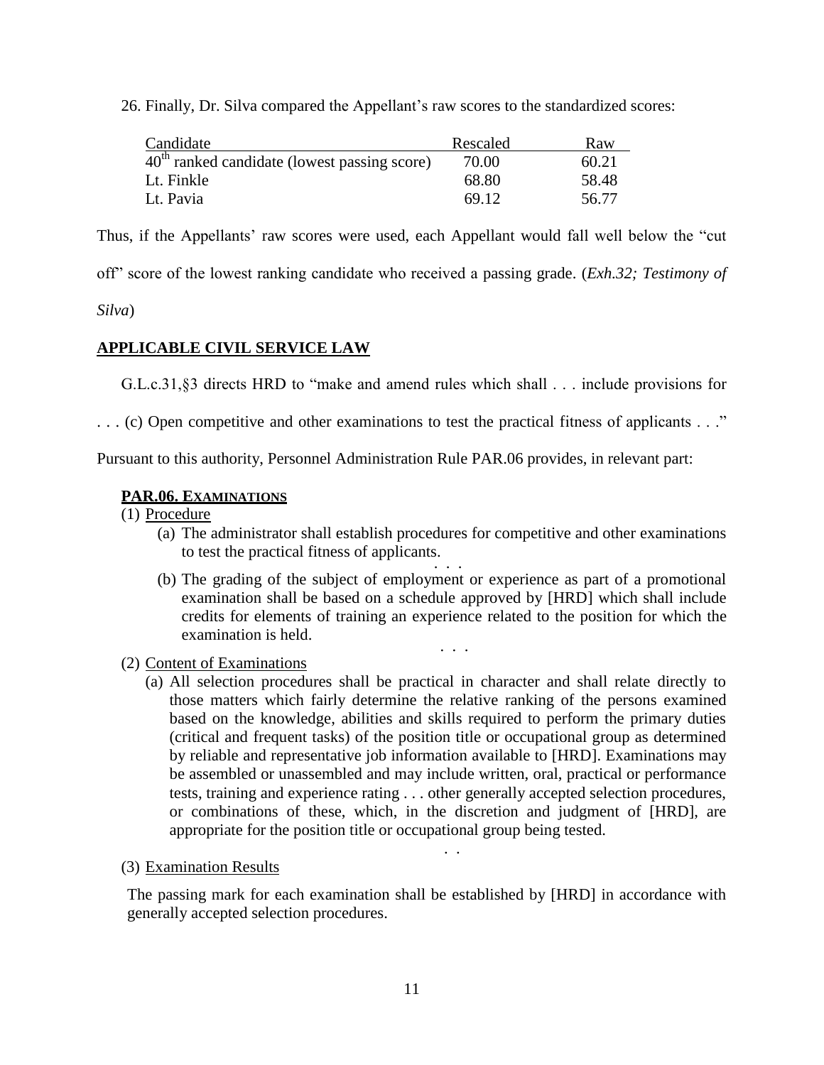26. Finally, Dr. Silva compared the Appellant's raw scores to the standardized scores:

| Candidate | Rescaled | Raw |
|---|---|---|
| 40th ranked candidate (lowest passing score) | 70.00 | 60.21 |
| Lt. Finkle | 68.80 | 58.48 |
| Lt. Pavia | 69.12 | 56.77 |

Thus, if the Appellants' raw scores were used, each Appellant would fall well below the "cut off" score of the lowest ranking candidate who received a passing grade. (*Exh.32; Testimony of Silva*)

## **APPLICABLE CIVIL SERVICE LAW**

G.L.c.31,§3 directs HRD to "make and amend rules which shall . . . include provisions for . . . (c) Open competitive and other examinations to test the practical fitness of applicants . . ."

Pursuant to this authority, Personnel Administration Rule PAR.06 provides, in relevant part:

> **PAR.06. EXAMINATIONS**
>
> (1) Procedure
>
> (a) The administrator shall establish procedures for competitive and other examinations to test the practical fitness of applicants.
>
> . . .
>
> (b) The grading of the subject of employment or experience as part of a promotional examination shall be based on a schedule approved by [HRD] which shall include credits for elements of training an experience related to the position for which the examination is held.
>
> . . .
>
> (2) Content of Examinations
>
> (a) All selection procedures shall be practical in character and shall relate directly to those matters which fairly determine the relative ranking of the persons examined based on the knowledge, abilities and skills required to perform the primary duties (critical and frequent tasks) of the position title or occupational group as determined by reliable and representative job information available to [HRD]. Examinations may be assembled or unassembled and may include written, oral, practical or performance tests, training and experience rating . . . other generally accepted selection procedures, or combinations of these, which, in the discretion and judgment of [HRD], are appropriate for the position title or occupational group being tested.
>
> . .
>
> (3) Examination Results
>
> The passing mark for each examination shall be established by [HRD] in accordance with generally accepted selection procedures.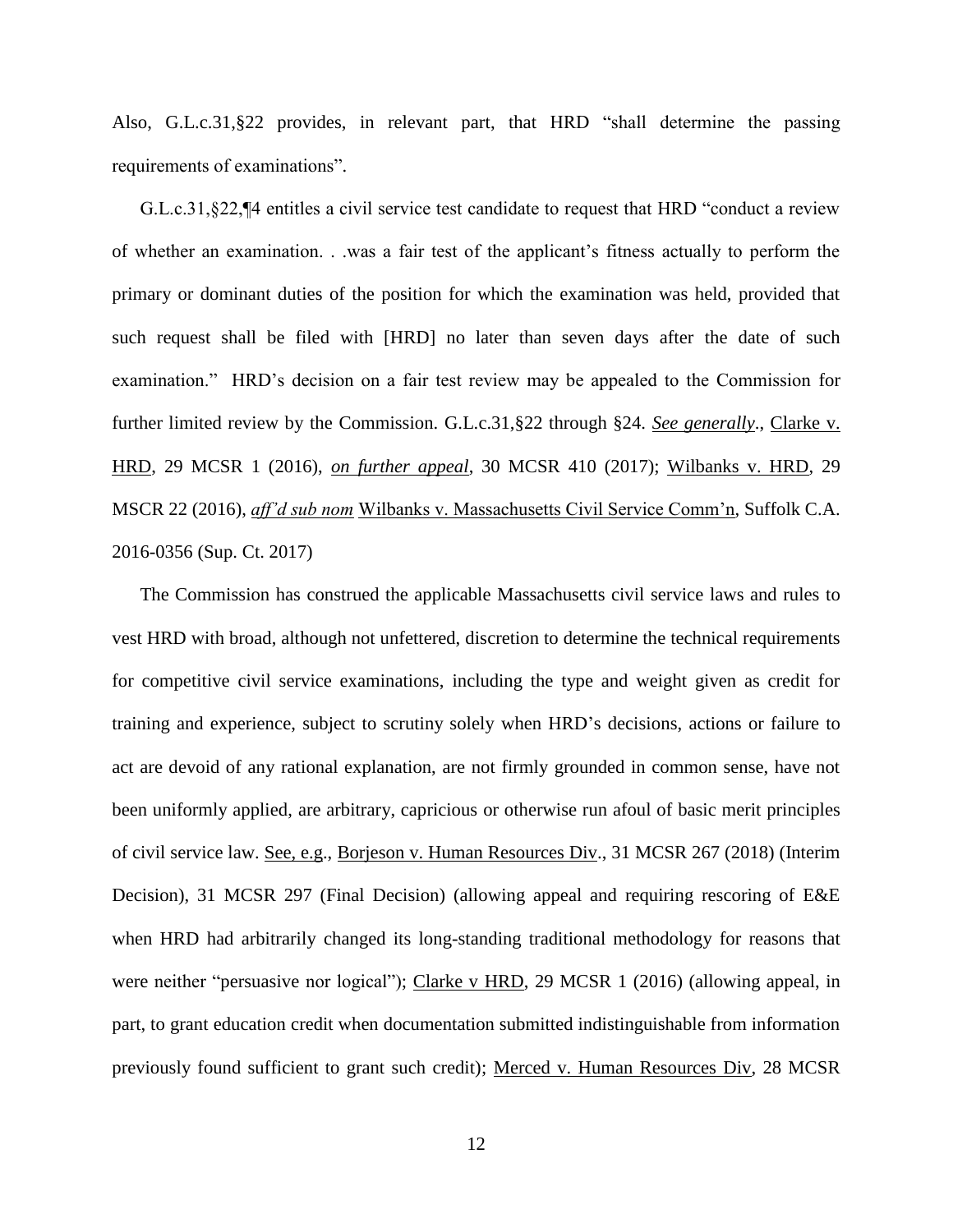Also, G.L.c.31,§22 provides, in relevant part, that HRD "shall determine the passing requirements of examinations".

G.L.c.31,§22,¶4 entitles a civil service test candidate to request that HRD "conduct a review of whether an examination. . .was a fair test of the applicant's fitness actually to perform the primary or dominant duties of the position for which the examination was held, provided that such request shall be filed with [HRD] no later than seven days after the date of such examination." HRD's decision on a fair test review may be appealed to the Commission for further limited review by the Commission. G.L.c.31,§22 through §24. *See generally*., Clarke v. HRD, 29 MCSR 1 (2016), *on further appeal*, 30 MCSR 410 (2017); Wilbanks v. HRD, 29 MSCR 22 (2016), *aff'd sub nom* Wilbanks v. Massachusetts Civil Service Comm'n, Suffolk C.A. 2016-0356 (Sup. Ct. 2017)

The Commission has construed the applicable Massachusetts civil service laws and rules to vest HRD with broad, although not unfettered, discretion to determine the technical requirements for competitive civil service examinations, including the type and weight given as credit for training and experience, subject to scrutiny solely when HRD's decisions, actions or failure to act are devoid of any rational explanation, are not firmly grounded in common sense, have not been uniformly applied, are arbitrary, capricious or otherwise run afoul of basic merit principles of civil service law. See, e.g., Borjeson v. Human Resources Div., 31 MCSR 267 (2018) (Interim Decision), 31 MCSR 297 (Final Decision) (allowing appeal and requiring rescoring of E&E when HRD had arbitrarily changed its long-standing traditional methodology for reasons that were neither "persuasive nor logical"); Clarke v HRD, 29 MCSR 1 (2016) (allowing appeal, in part, to grant education credit when documentation submitted indistinguishable from information previously found sufficient to grant such credit); Merced v. Human Resources Div, 28 MCSR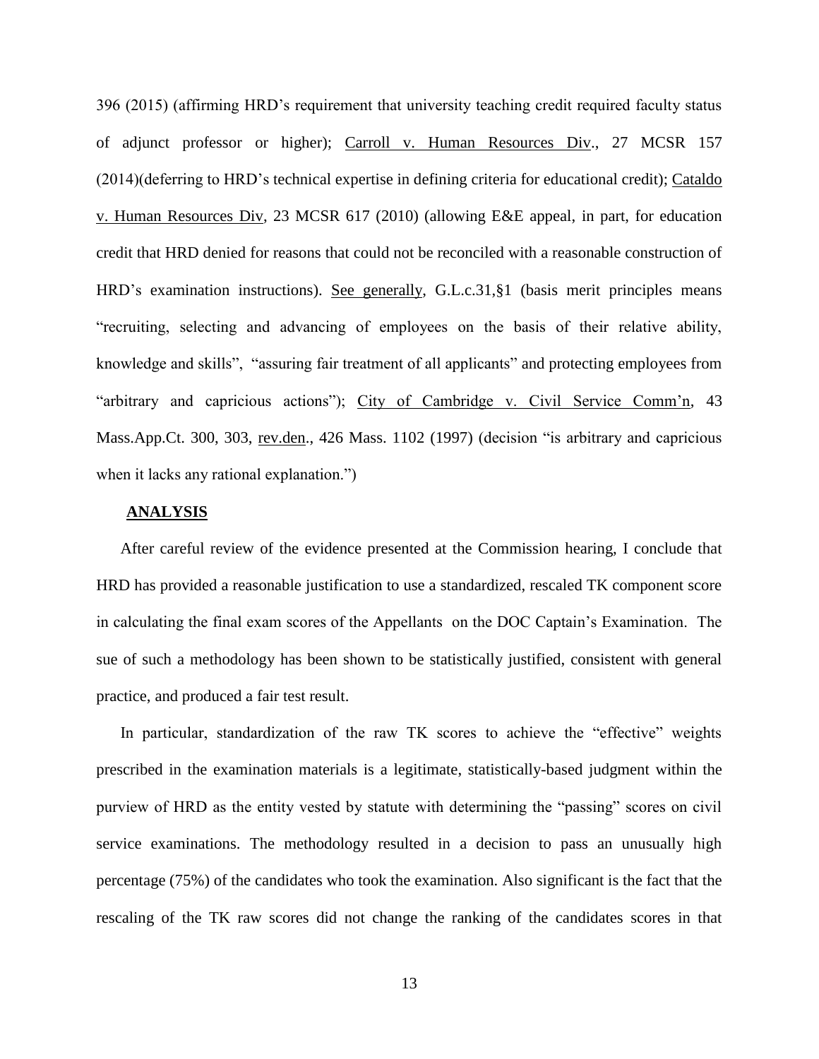396 (2015) (affirming HRD's requirement that university teaching credit required faculty status of adjunct professor or higher); Carroll v. Human Resources Div., 27 MCSR 157 (2014)(deferring to HRD's technical expertise in defining criteria for educational credit); Cataldo v. Human Resources Div, 23 MCSR 617 (2010) (allowing E&E appeal, in part, for education credit that HRD denied for reasons that could not be reconciled with a reasonable construction of HRD's examination instructions). See generally, G.L.c.31,§1 (basis merit principles means "recruiting, selecting and advancing of employees on the basis of their relative ability, knowledge and skills", "assuring fair treatment of all applicants" and protecting employees from "arbitrary and capricious actions"); City of Cambridge v. Civil Service Comm'n, 43 Mass.App.Ct. 300, 303, rev.den., 426 Mass. 1102 (1997) (decision "is arbitrary and capricious when it lacks any rational explanation.")

**ANALYSIS**

After careful review of the evidence presented at the Commission hearing, I conclude that HRD has provided a reasonable justification to use a standardized, rescaled TK component score in calculating the final exam scores of the Appellants on the DOC Captain's Examination. The sue of such a methodology has been shown to be statistically justified, consistent with general practice, and produced a fair test result.

In particular, standardization of the raw TK scores to achieve the "effective" weights prescribed in the examination materials is a legitimate, statistically-based judgment within the purview of HRD as the entity vested by statute with determining the "passing" scores on civil service examinations. The methodology resulted in a decision to pass an unusually high percentage (75%) of the candidates who took the examination. Also significant is the fact that the rescaling of the TK raw scores did not change the ranking of the candidates scores in that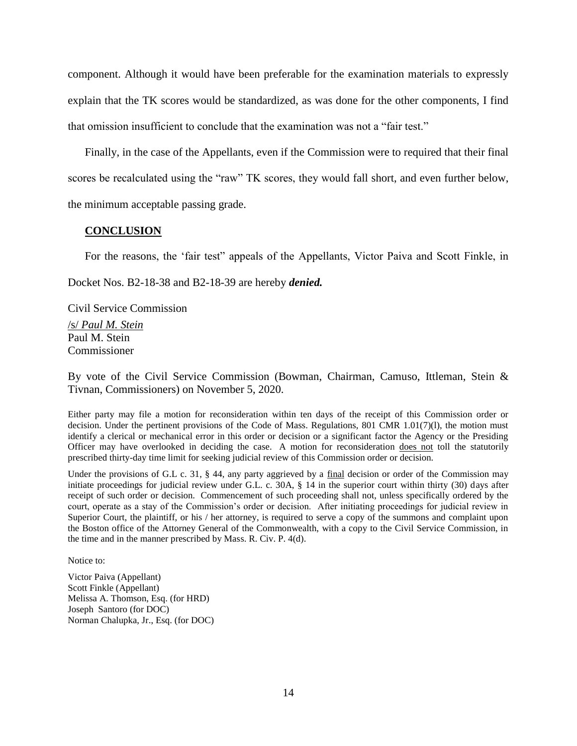component. Although it would have been preferable for the examination materials to expressly explain that the TK scores would be standardized, as was done for the other components, I find that omission insufficient to conclude that the examination was not a "fair test."

Finally, in the case of the Appellants, even if the Commission were to required that their final scores be recalculated using the "raw" TK scores, they would fall short, and even further below, the minimum acceptable passing grade.

## CONCLUSION

For the reasons, the 'fair test" appeals of the Appellants, Victor Paiva and Scott Finkle, in Docket Nos. B2-18-38 and B2-18-39 are hereby ***denied.***

Civil Service Commission

/s/ *Paul M. Stein*
Paul M. Stein
Commissioner

By vote of the Civil Service Commission (Bowman, Chairman, Camuso, Ittleman, Stein & Tivnan, Commissioners) on November 5, 2020.

Either party may file a motion for reconsideration within ten days of the receipt of this Commission order or decision. Under the pertinent provisions of the Code of Mass. Regulations, 801 CMR 1.01(7)(l), the motion must identify a clerical or mechanical error in this order or decision or a significant factor the Agency or the Presiding Officer may have overlooked in deciding the case. A motion for reconsideration does not toll the statutorily prescribed thirty-day time limit for seeking judicial review of this Commission order or decision.

Under the provisions of G.L c. 31, § 44, any party aggrieved by a final decision or order of the Commission may initiate proceedings for judicial review under G.L. c. 30A, § 14 in the superior court within thirty (30) days after receipt of such order or decision. Commencement of such proceeding shall not, unless specifically ordered by the court, operate as a stay of the Commission's order or decision. After initiating proceedings for judicial review in Superior Court, the plaintiff, or his / her attorney, is required to serve a copy of the summons and complaint upon the Boston office of the Attorney General of the Commonwealth, with a copy to the Civil Service Commission, in the time and in the manner prescribed by Mass. R. Civ. P. 4(d).

Notice to:

Victor Paiva (Appellant)
Scott Finkle (Appellant)
Melissa A. Thomson, Esq. (for HRD)
Joseph Santoro (for DOC)
Norman Chalupka, Jr., Esq. (for DOC)